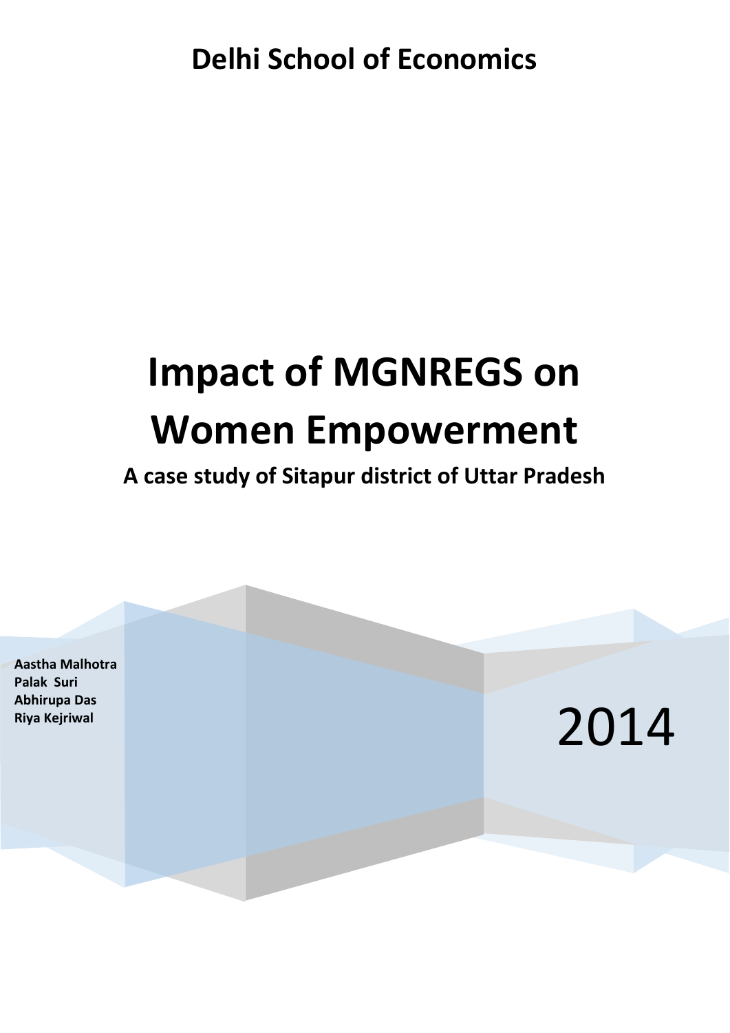**Delhi School of Economics**

# Impact of MGNREGS on Women Empowerment

**A case study of Sitapur district of Uttar Pradesh**

**Aastha Malhotra**
**Palak Suri**
**Abhirupa Das**
**Riya Kejriwal**

2014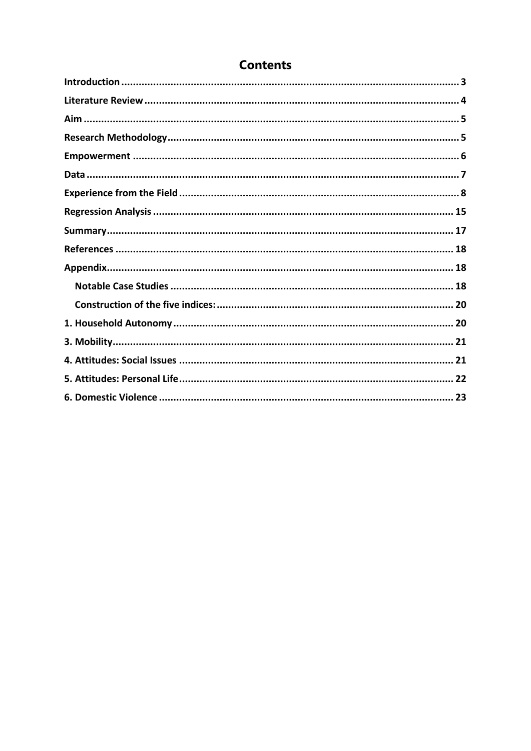# Contents

- Introduction ........ 3
- Literature Review ........ 4
- Aim ........ 5
- Research Methodology ........ 5
- Empowerment ........ 6
- Data ........ 7
- Experience from the Field ........ 8
- Regression Analysis ........ 15
- Summary ........ 17
- References ........ 18
- Appendix ........ 18
  - Notable Case Studies ........ 18
  - Construction of the five indices: ........ 20
- 1. Household Autonomy ........ 20
- 3. Mobility ........ 21
- 4. Attitudes: Social Issues ........ 21
- 5. Attitudes: Personal Life ........ 22
- 6. Domestic Violence ........ 23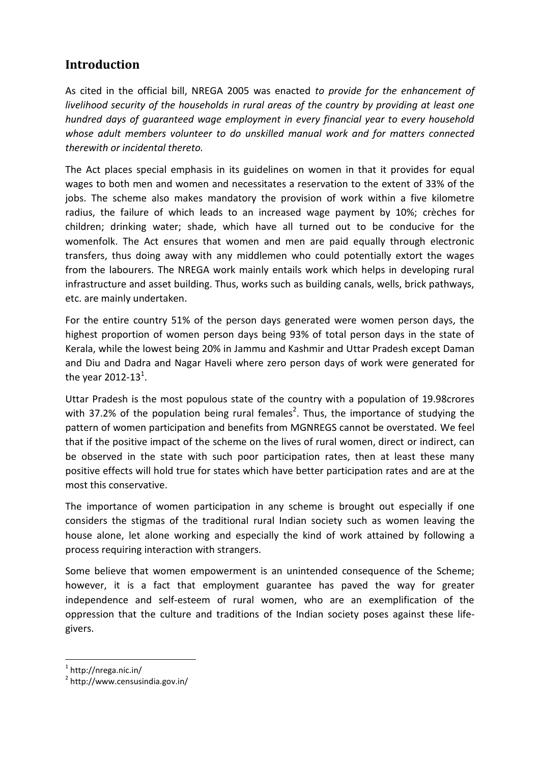## Introduction

As cited in the official bill, NREGA 2005 was enacted *to provide for the enhancement of livelihood security of the households in rural areas of the country by providing at least one hundred days of guaranteed wage employment in every financial year to every household whose adult members volunteer to do unskilled manual work and for matters connected therewith or incidental thereto.*

The Act places special emphasis in its guidelines on women in that it provides for equal wages to both men and women and necessitates a reservation to the extent of 33% of the jobs. The scheme also makes mandatory the provision of work within a five kilometre radius, the failure of which leads to an increased wage payment by 10%; crèches for children; drinking water; shade, which have all turned out to be conducive for the womenfolk. The Act ensures that women and men are paid equally through electronic transfers, thus doing away with any middlemen who could potentially extort the wages from the labourers. The NREGA work mainly entails work which helps in developing rural infrastructure and asset building. Thus, works such as building canals, wells, brick pathways, etc. are mainly undertaken.

For the entire country 51% of the person days generated were women person days, the highest proportion of women person days being 93% of total person days in the state of Kerala, while the lowest being 20% in Jammu and Kashmir and Uttar Pradesh except Daman and Diu and Dadra and Nagar Haveli where zero person days of work were generated for the year 2012-13[1].

Uttar Pradesh is the most populous state of the country with a population of 19.98crores with 37.2% of the population being rural females[2]. Thus, the importance of studying the pattern of women participation and benefits from MGNREGS cannot be overstated. We feel that if the positive impact of the scheme on the lives of rural women, direct or indirect, can be observed in the state with such poor participation rates, then at least these many positive effects will hold true for states which have better participation rates and are at the most this conservative.

The importance of women participation in any scheme is brought out especially if one considers the stigmas of the traditional rural Indian society such as women leaving the house alone, let alone working and especially the kind of work attained by following a process requiring interaction with strangers.

Some believe that women empowerment is an unintended consequence of the Scheme; however, it is a fact that employment guarantee has paved the way for greater independence and self-esteem of rural women, who are an exemplification of the oppression that the culture and traditions of the Indian society poses against these life-givers.

[1] http://nrega.nic.in/

[2] http://www.censusindia.gov.in/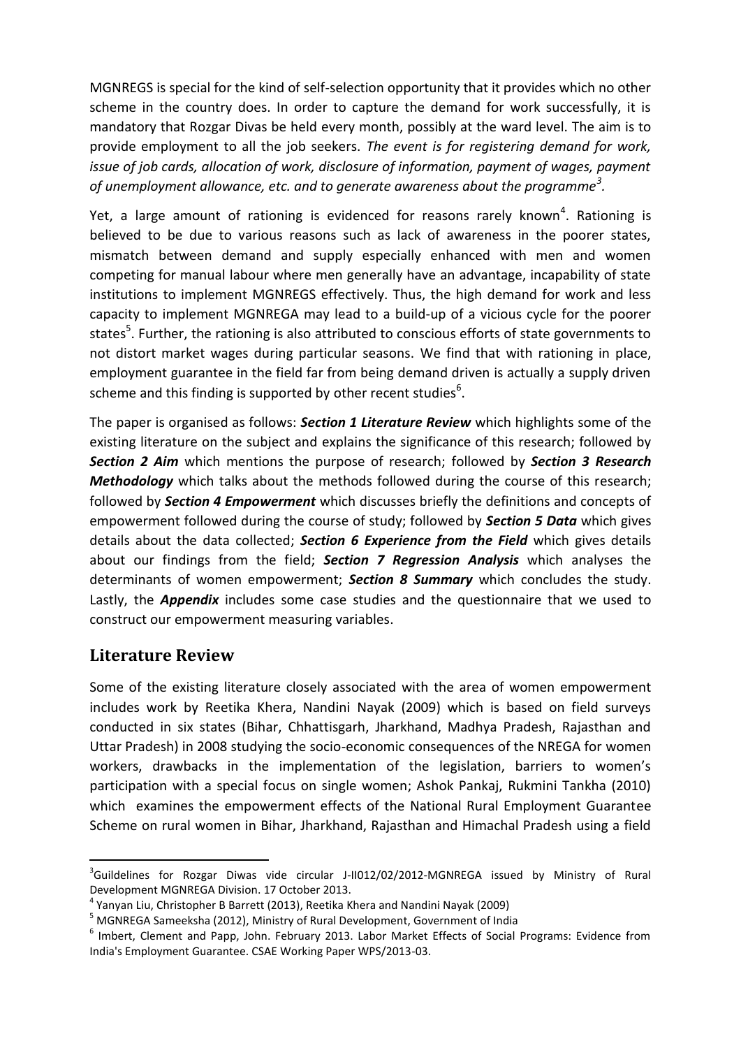MGNREGS is special for the kind of self-selection opportunity that it provides which no other scheme in the country does. In order to capture the demand for work successfully, it is mandatory that Rozgar Divas be held every month, possibly at the ward level. The aim is to provide employment to all the job seekers. *The event is for registering demand for work, issue of job cards, allocation of work, disclosure of information, payment of wages, payment of unemployment allowance, etc. and to generate awareness about the programme*[3].

Yet, a large amount of rationing is evidenced for reasons rarely known[4]. Rationing is believed to be due to various reasons such as lack of awareness in the poorer states, mismatch between demand and supply especially enhanced with men and women competing for manual labour where men generally have an advantage, incapability of state institutions to implement MGNREGS effectively. Thus, the high demand for work and less capacity to implement MGNREGA may lead to a build-up of a vicious cycle for the poorer states[5]. Further, the rationing is also attributed to conscious efforts of state governments to not distort market wages during particular seasons. We find that with rationing in place, employment guarantee in the field far from being demand driven is actually a supply driven scheme and this finding is supported by other recent studies[6].

The paper is organised as follows: ***Section 1 Literature Review*** which highlights some of the existing literature on the subject and explains the significance of this research; followed by ***Section 2 Aim*** which mentions the purpose of research; followed by ***Section 3 Research Methodology*** which talks about the methods followed during the course of this research; followed by ***Section 4 Empowerment*** which discusses briefly the definitions and concepts of empowerment followed during the course of study; followed by ***Section 5 Data*** which gives details about the data collected; ***Section 6 Experience from the Field*** which gives details about our findings from the field; ***Section 7 Regression Analysis*** which analyses the determinants of women empowerment; ***Section 8 Summary*** which concludes the study. Lastly, the ***Appendix*** includes some case studies and the questionnaire that we used to construct our empowerment measuring variables.

## Literature Review

Some of the existing literature closely associated with the area of women empowerment includes work by Reetika Khera, Nandini Nayak (2009) which is based on field surveys conducted in six states (Bihar, Chhattisgarh, Jharkhand, Madhya Pradesh, Rajasthan and Uttar Pradesh) in 2008 studying the socio-economic consequences of the NREGA for women workers, drawbacks in the implementation of the legislation, barriers to women's participation with a special focus on single women; Ashok Pankaj, Rukmini Tankha (2010) which examines the empowerment effects of the National Rural Employment Guarantee Scheme on rural women in Bihar, Jharkhand, Rajasthan and Himachal Pradesh using a field

---

[3] Guildelines for Rozgar Diwas vide circular J-II012/02/2012-MGNREGA issued by Ministry of Rural Development MGNREGA Division. 17 October 2013.

[4] Yanyan Liu, Christopher B Barrett (2013), Reetika Khera and Nandini Nayak (2009)

[5] MGNREGA Sameeksha (2012), Ministry of Rural Development, Government of India

[6] Imbert, Clement and Papp, John. February 2013. Labor Market Effects of Social Programs: Evidence from India's Employment Guarantee. CSAE Working Paper WPS/2013-03.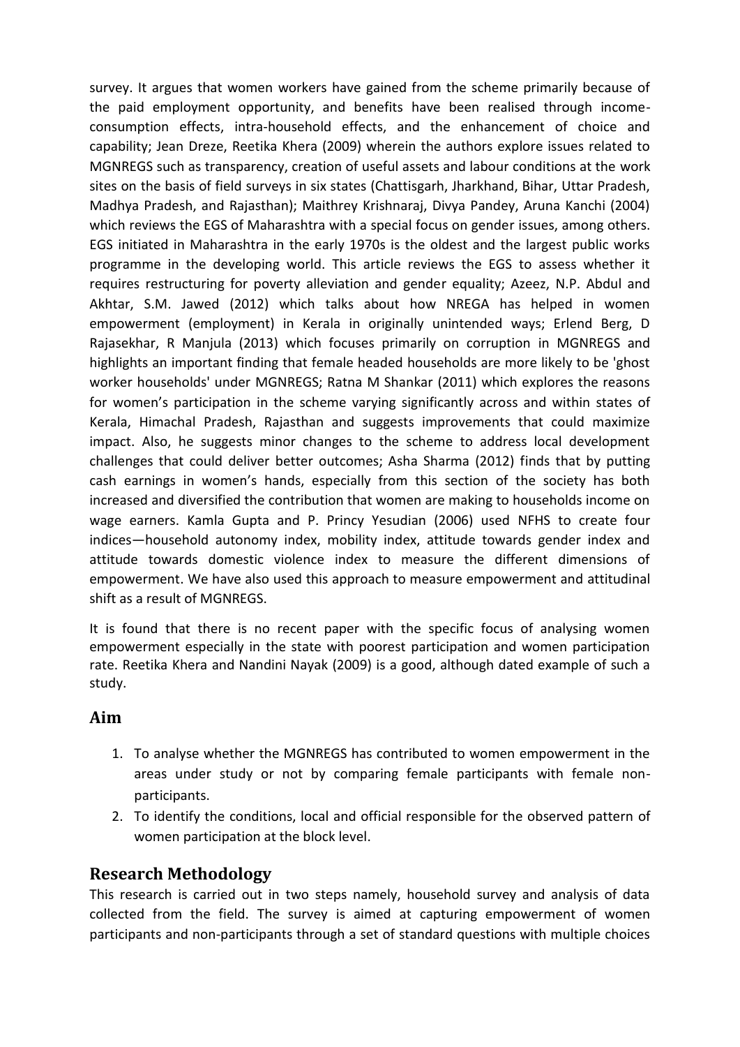survey. It argues that women workers have gained from the scheme primarily because of the paid employment opportunity, and benefits have been realised through income-consumption effects, intra-household effects, and the enhancement of choice and capability; Jean Dreze, Reetika Khera (2009) wherein the authors explore issues related to MGNREGS such as transparency, creation of useful assets and labour conditions at the work sites on the basis of field surveys in six states (Chattisgarh, Jharkhand, Bihar, Uttar Pradesh, Madhya Pradesh, and Rajasthan); Maithrey Krishnaraj, Divya Pandey, Aruna Kanchi (2004) which reviews the EGS of Maharashtra with a special focus on gender issues, among others. EGS initiated in Maharashtra in the early 1970s is the oldest and the largest public works programme in the developing world. This article reviews the EGS to assess whether it requires restructuring for poverty alleviation and gender equality; Azeez, N.P. Abdul and Akhtar, S.M. Jawed (2012) which talks about how NREGA has helped in women empowerment (employment) in Kerala in originally unintended ways; Erlend Berg, D Rajasekhar, R Manjula (2013) which focuses primarily on corruption in MGNREGS and highlights an important finding that female headed households are more likely to be 'ghost worker households' under MGNREGS; Ratna M Shankar (2011) which explores the reasons for women's participation in the scheme varying significantly across and within states of Kerala, Himachal Pradesh, Rajasthan and suggests improvements that could maximize impact. Also, he suggests minor changes to the scheme to address local development challenges that could deliver better outcomes; Asha Sharma (2012) finds that by putting cash earnings in women's hands, especially from this section of the society has both increased and diversified the contribution that women are making to households income on wage earners. Kamla Gupta and P. Princy Yesudian (2006) used NFHS to create four indices—household autonomy index, mobility index, attitude towards gender index and attitude towards domestic violence index to measure the different dimensions of empowerment. We have also used this approach to measure empowerment and attitudinal shift as a result of MGNREGS.

It is found that there is no recent paper with the specific focus of analysing women empowerment especially in the state with poorest participation and women participation rate. Reetika Khera and Nandini Nayak (2009) is a good, although dated example of such a study.

## Aim

1. To analyse whether the MGNREGS has contributed to women empowerment in the areas under study or not by comparing female participants with female non-participants.
2. To identify the conditions, local and official responsible for the observed pattern of women participation at the block level.

## Research Methodology

This research is carried out in two steps namely, household survey and analysis of data collected from the field. The survey is aimed at capturing empowerment of women participants and non-participants through a set of standard questions with multiple choices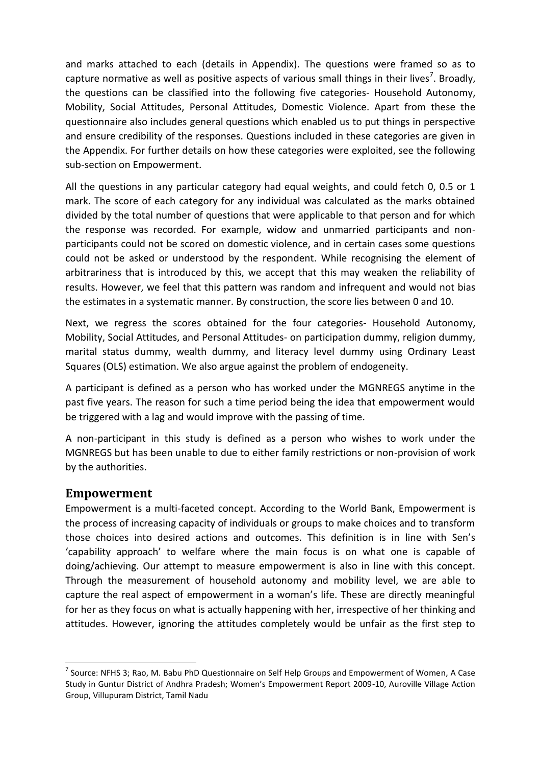and marks attached to each (details in Appendix). The questions were framed so as to capture normative as well as positive aspects of various small things in their lives[7]. Broadly, the questions can be classified into the following five categories- Household Autonomy, Mobility, Social Attitudes, Personal Attitudes, Domestic Violence. Apart from these the questionnaire also includes general questions which enabled us to put things in perspective and ensure credibility of the responses. Questions included in these categories are given in the Appendix. For further details on how these categories were exploited, see the following sub-section on Empowerment.

All the questions in any particular category had equal weights, and could fetch 0, 0.5 or 1 mark. The score of each category for any individual was calculated as the marks obtained divided by the total number of questions that were applicable to that person and for which the response was recorded. For example, widow and unmarried participants and non-participants could not be scored on domestic violence, and in certain cases some questions could not be asked or understood by the respondent. While recognising the element of arbitrariness that is introduced by this, we accept that this may weaken the reliability of results. However, we feel that this pattern was random and infrequent and would not bias the estimates in a systematic manner. By construction, the score lies between 0 and 10.

Next, we regress the scores obtained for the four categories- Household Autonomy, Mobility, Social Attitudes, and Personal Attitudes- on participation dummy, religion dummy, marital status dummy, wealth dummy, and literacy level dummy using Ordinary Least Squares (OLS) estimation. We also argue against the problem of endogeneity.

A participant is defined as a person who has worked under the MGNREGS anytime in the past five years. The reason for such a time period being the idea that empowerment would be triggered with a lag and would improve with the passing of time.

A non-participant in this study is defined as a person who wishes to work under the MGNREGS but has been unable to due to either family restrictions or non-provision of work by the authorities.

## Empowerment

Empowerment is a multi-faceted concept. According to the World Bank, Empowerment is the process of increasing capacity of individuals or groups to make choices and to transform those choices into desired actions and outcomes. This definition is in line with Sen's 'capability approach' to welfare where the main focus is on what one is capable of doing/achieving. Our attempt to measure empowerment is also in line with this concept. Through the measurement of household autonomy and mobility level, we are able to capture the real aspect of empowerment in a woman's life. These are directly meaningful for her as they focus on what is actually happening with her, irrespective of her thinking and attitudes. However, ignoring the attitudes completely would be unfair as the first step to

---

[7] Source: NFHS 3; Rao, M. Babu PhD Questionnaire on Self Help Groups and Empowerment of Women, A Case Study in Guntur District of Andhra Pradesh; Women's Empowerment Report 2009-10, Auroville Village Action Group, Villupuram District, Tamil Nadu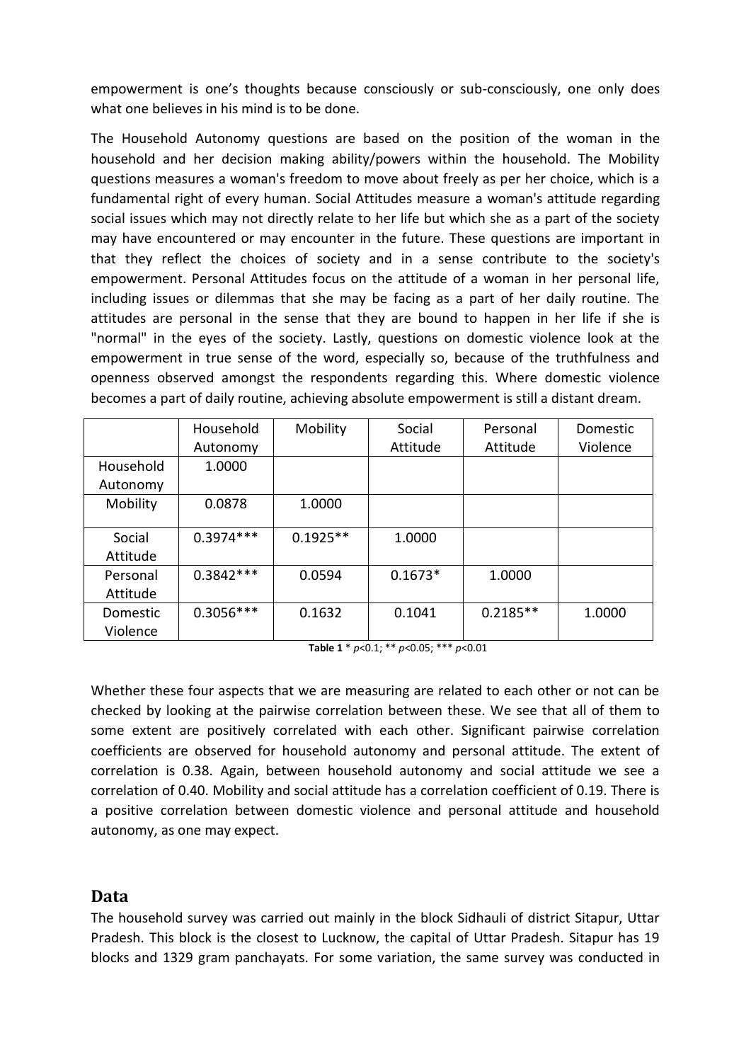empowerment is one's thoughts because consciously or sub-consciously, one only does what one believes in his mind is to be done.

The Household Autonomy questions are based on the position of the woman in the household and her decision making ability/powers within the household. The Mobility questions measures a woman's freedom to move about freely as per her choice, which is a fundamental right of every human. Social Attitudes measure a woman's attitude regarding social issues which may not directly relate to her life but which she as a part of the society may have encountered or may encounter in the future. These questions are important in that they reflect the choices of society and in a sense contribute to the society's empowerment. Personal Attitudes focus on the attitude of a woman in her personal life, including issues or dilemmas that she may be facing as a part of her daily routine. The attitudes are personal in the sense that they are bound to happen in her life if she is "normal" in the eyes of the society. Lastly, questions on domestic violence look at the empowerment in true sense of the word, especially so, because of the truthfulness and openness observed amongst the respondents regarding this. Where domestic violence becomes a part of daily routine, achieving absolute empowerment is still a distant dream.

| | Household Autonomy | Mobility | Social Attitude | Personal Attitude | Domestic Violence |
|---|---|---|---|---|---|
| Household Autonomy | 1.0000 | | | | |
| Mobility | 0.0878 | 1.0000 | | | |
| Social Attitude | 0.3974*** | 0.1925** | 1.0000 | | |
| Personal Attitude | 0.3842*** | 0.0594 | 0.1673* | 1.0000 | |
| Domestic Violence | 0.3056*** | 0.1632 | 0.1041 | 0.2185** | 1.0000 |

**Table 1** * $p<0.1$; ** $p<0.05$; *** $p<0.01$

Whether these four aspects that we are measuring are related to each other or not can be checked by looking at the pairwise correlation between these. We see that all of them to some extent are positively correlated with each other. Significant pairwise correlation coefficients are observed for household autonomy and personal attitude. The extent of correlation is 0.38. Again, between household autonomy and social attitude we see a correlation of 0.40. Mobility and social attitude has a correlation coefficient of 0.19. There is a positive correlation between domestic violence and personal attitude and household autonomy, as one may expect.

## Data

The household survey was carried out mainly in the block Sidhauli of district Sitapur, Uttar Pradesh. This block is the closest to Lucknow, the capital of Uttar Pradesh. Sitapur has 19 blocks and 1329 gram panchayats. For some variation, the same survey was conducted in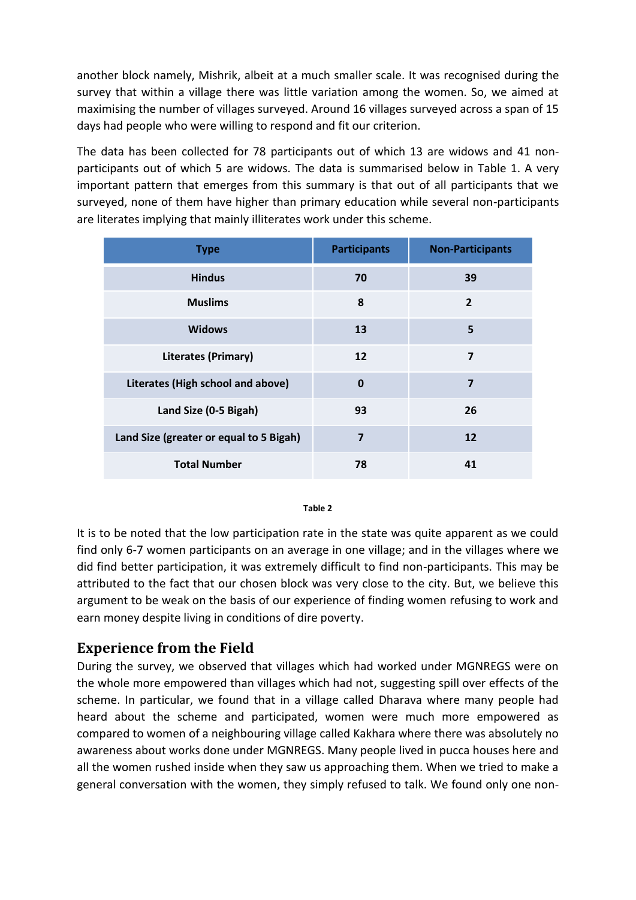another block namely, Mishrik, albeit at a much smaller scale. It was recognised during the survey that within a village there was little variation among the women. So, we aimed at maximising the number of villages surveyed. Around 16 villages surveyed across a span of 15 days had people who were willing to respond and fit our criterion.

The data has been collected for 78 participants out of which 13 are widows and 41 non-participants out of which 5 are widows. The data is summarised below in Table 1. A very important pattern that emerges from this summary is that out of all participants that we surveyed, none of them have higher than primary education while several non-participants are literates implying that mainly illiterates work under this scheme.

| Type | Participants | Non-Participants |
|---|---|---|
| Hindus | 70 | 39 |
| Muslims | 8 | 2 |
| Widows | 13 | 5 |
| Literates (Primary) | 12 | 7 |
| Literates (High school and above) | 0 | 7 |
| Land Size (0-5 Bigah) | 93 | 26 |
| Land Size (greater or equal to 5 Bigah) | 7 | 12 |
| Total Number | 78 | 41 |

**Table 2**

It is to be noted that the low participation rate in the state was quite apparent as we could find only 6-7 women participants on an average in one village; and in the villages where we did find better participation, it was extremely difficult to find non-participants. This may be attributed to the fact that our chosen block was very close to the city. But, we believe this argument to be weak on the basis of our experience of finding women refusing to work and earn money despite living in conditions of dire poverty.

## Experience from the Field

During the survey, we observed that villages which had worked under MGNREGS were on the whole more empowered than villages which had not, suggesting spill over effects of the scheme. In particular, we found that in a village called Dharava where many people had heard about the scheme and participated, women were much more empowered as compared to women of a neighbouring village called Kakhara where there was absolutely no awareness about works done under MGNREGS. Many people lived in pucca houses here and all the women rushed inside when they saw us approaching them. When we tried to make a general conversation with the women, they simply refused to talk. We found only one non-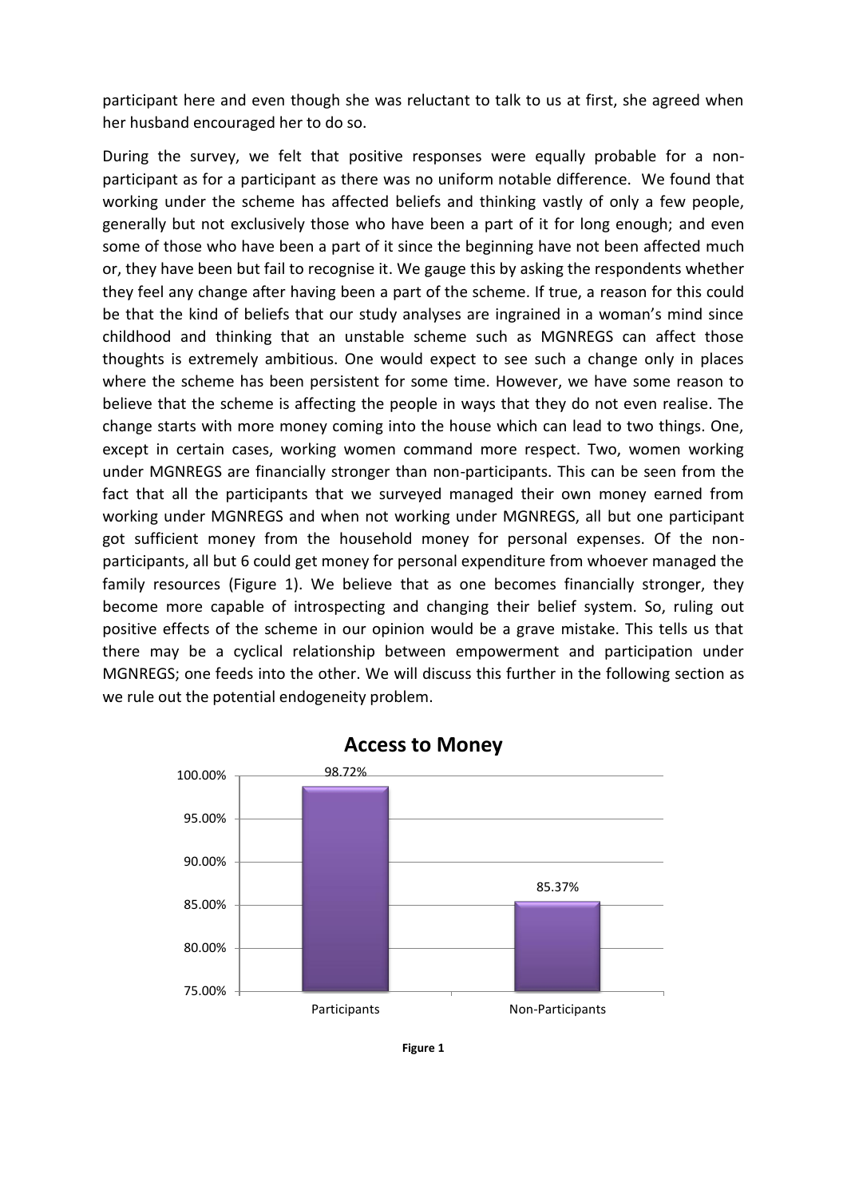participant here and even though she was reluctant to talk to us at first, she agreed when her husband encouraged her to do so.

During the survey, we felt that positive responses were equally probable for a non-participant as for a participant as there was no uniform notable difference. We found that working under the scheme has affected beliefs and thinking vastly of only a few people, generally but not exclusively those who have been a part of it for long enough; and even some of those who have been a part of it since the beginning have not been affected much or, they have been but fail to recognise it. We gauge this by asking the respondents whether they feel any change after having been a part of the scheme. If true, a reason for this could be that the kind of beliefs that our study analyses are ingrained in a woman's mind since childhood and thinking that an unstable scheme such as MGNREGS can affect those thoughts is extremely ambitious. One would expect to see such a change only in places where the scheme has been persistent for some time. However, we have some reason to believe that the scheme is affecting the people in ways that they do not even realise. The change starts with more money coming into the house which can lead to two things. One, except in certain cases, working women command more respect. Two, women working under MGNREGS are financially stronger than non-participants. This can be seen from the fact that all the participants that we surveyed managed their own money earned from working under MGNREGS and when not working under MGNREGS, all but one participant got sufficient money from the household money for personal expenses. Of the non-participants, all but 6 could get money for personal expenditure from whoever managed the family resources (Figure 1). We believe that as one becomes financially stronger, they become more capable of introspecting and changing their belief system. So, ruling out positive effects of the scheme in our opinion would be a grave mistake. This tells us that there may be a cyclical relationship between empowerment and participation under MGNREGS; one feeds into the other. We will discuss this further in the following section as we rule out the potential endogeneity problem.

**Access to Money**

| | Access to Money |
|---|---|
| Participants | 98.72% |
| Non-Participants | 85.37% |

**Figure 1**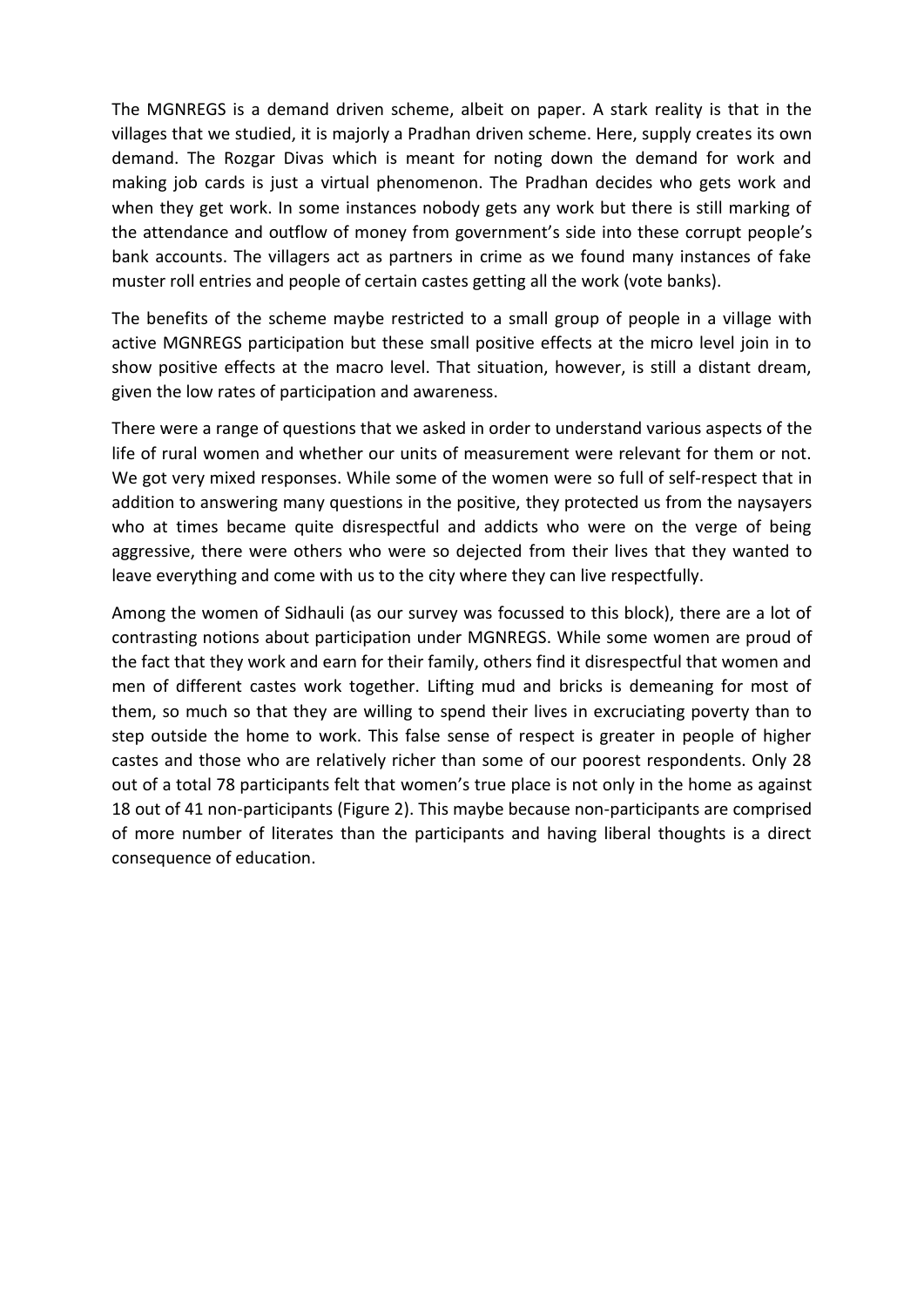The MGNREGS is a demand driven scheme, albeit on paper. A stark reality is that in the villages that we studied, it is majorly a Pradhan driven scheme. Here, supply creates its own demand. The Rozgar Divas which is meant for noting down the demand for work and making job cards is just a virtual phenomenon. The Pradhan decides who gets work and when they get work. In some instances nobody gets any work but there is still marking of the attendance and outflow of money from government's side into these corrupt people's bank accounts. The villagers act as partners in crime as we found many instances of fake muster roll entries and people of certain castes getting all the work (vote banks).

The benefits of the scheme maybe restricted to a small group of people in a village with active MGNREGS participation but these small positive effects at the micro level join in to show positive effects at the macro level. That situation, however, is still a distant dream, given the low rates of participation and awareness.

There were a range of questions that we asked in order to understand various aspects of the life of rural women and whether our units of measurement were relevant for them or not. We got very mixed responses. While some of the women were so full of self-respect that in addition to answering many questions in the positive, they protected us from the naysayers who at times became quite disrespectful and addicts who were on the verge of being aggressive, there were others who were so dejected from their lives that they wanted to leave everything and come with us to the city where they can live respectfully.

Among the women of Sidhauli (as our survey was focussed to this block), there are a lot of contrasting notions about participation under MGNREGS. While some women are proud of the fact that they work and earn for their family, others find it disrespectful that women and men of different castes work together. Lifting mud and bricks is demeaning for most of them, so much so that they are willing to spend their lives in excruciating poverty than to step outside the home to work. This false sense of respect is greater in people of higher castes and those who are relatively richer than some of our poorest respondents. Only 28 out of a total 78 participants felt that women's true place is not only in the home as against 18 out of 41 non-participants (Figure 2). This maybe because non-participants are comprised of more number of literates than the participants and having liberal thoughts is a direct consequence of education.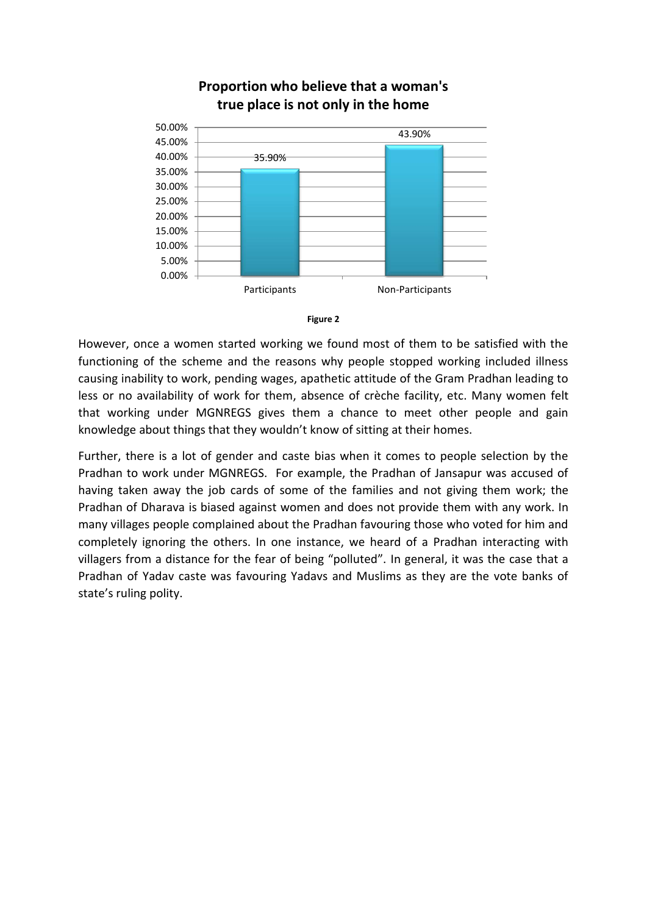**Proportion who believe that a woman's true place is not only in the home**

| | Participants | Non-Participants |
|---|---|---|
| Proportion | 35.90% | 43.90% |

**Figure 2**

However, once a women started working we found most of them to be satisfied with the functioning of the scheme and the reasons why people stopped working included illness causing inability to work, pending wages, apathetic attitude of the Gram Pradhan leading to less or no availability of work for them, absence of crèche facility, etc. Many women felt that working under MGNREGS gives them a chance to meet other people and gain knowledge about things that they wouldn't know of sitting at their homes.

Further, there is a lot of gender and caste bias when it comes to people selection by the Pradhan to work under MGNREGS. For example, the Pradhan of Jansapur was accused of having taken away the job cards of some of the families and not giving them work; the Pradhan of Dharava is biased against women and does not provide them with any work. In many villages people complained about the Pradhan favouring those who voted for him and completely ignoring the others. In one instance, we heard of a Pradhan interacting with villagers from a distance for the fear of being "polluted". In general, it was the case that a Pradhan of Yadav caste was favouring Yadavs and Muslims as they are the vote banks of state's ruling polity.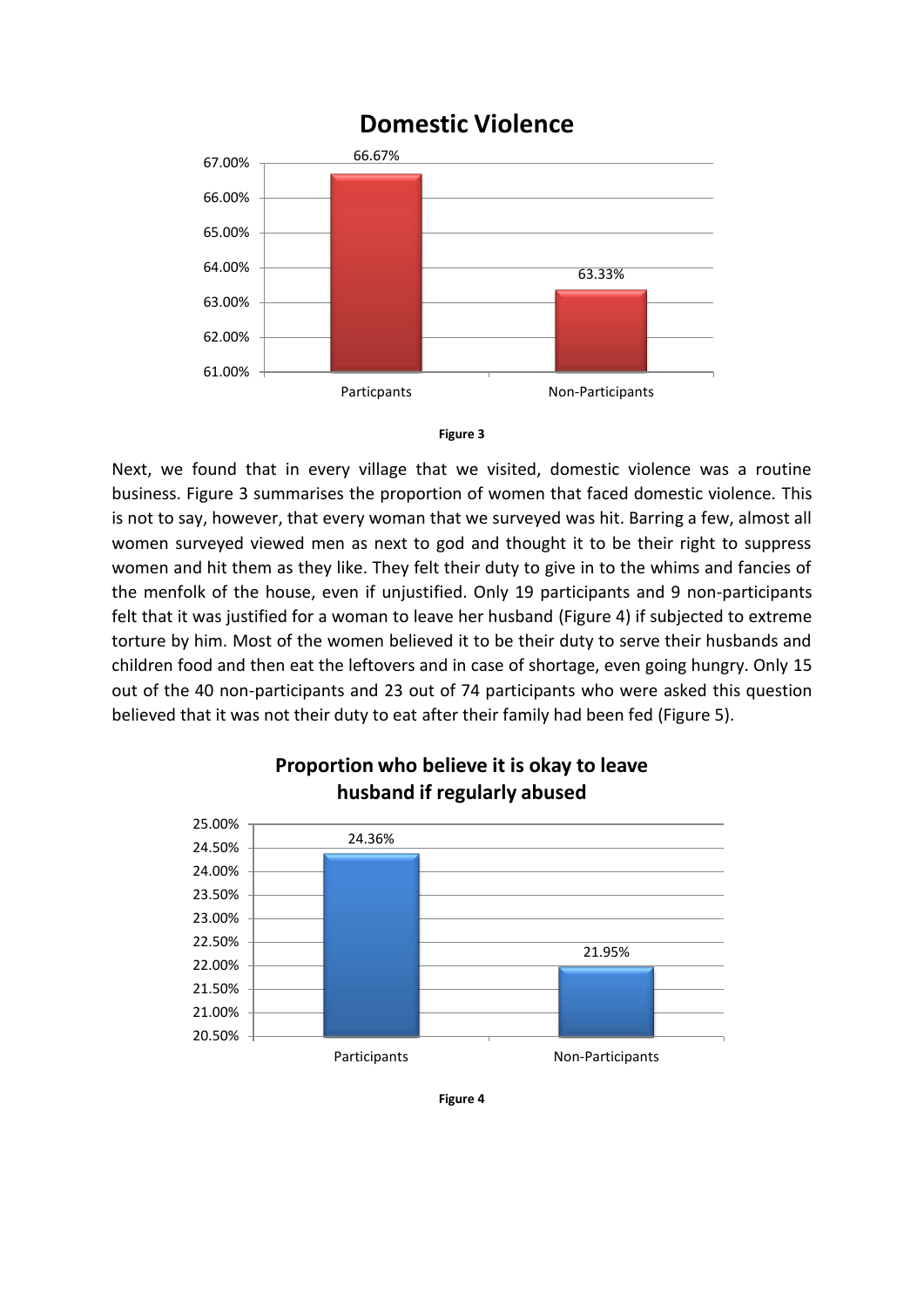**Domestic Violence**

| | Particpants | Non-Participants |
|---|---|---|
| Domestic Violence | 66.67% | 63.33% |

**Figure 3**

Next, we found that in every village that we visited, domestic violence was a routine business. Figure 3 summarises the proportion of women that faced domestic violence. This is not to say, however, that every woman that we surveyed was hit. Barring a few, almost all women surveyed viewed men as next to god and thought it to be their right to suppress women and hit them as they like. They felt their duty to give in to the whims and fancies of the menfolk of the house, even if unjustified. Only 19 participants and 9 non-participants felt that it was justified for a woman to leave her husband (Figure 4) if subjected to extreme torture by him. Most of the women believed it to be their duty to serve their husbands and children food and then eat the leftovers and in case of shortage, even going hungry. Only 15 out of the 40 non-participants and 23 out of 74 participants who were asked this question believed that it was not their duty to eat after their family had been fed (Figure 5).

**Proportion who believe it is okay to leave husband if regularly abused**

| | Participants | Non-Participants |
|---|---|---|
| Proportion who believe it is okay to leave husband if regularly abused | 24.36% | 21.95% |

**Figure 4**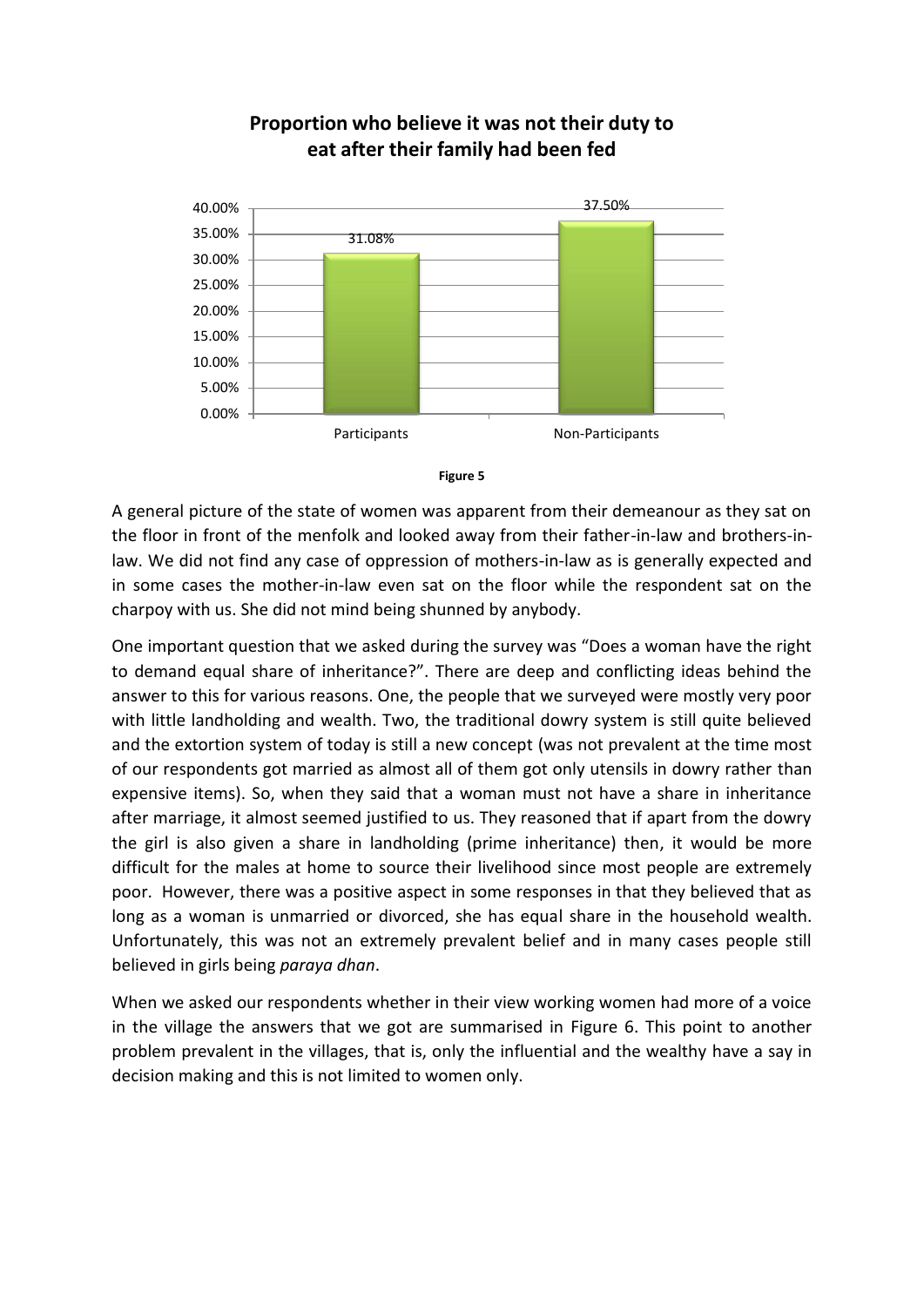**Proportion who believe it was not their duty to eat after their family had been fed**

| | Participants | Non-Participants |
|---|---|---|
| Proportion | 31.08% | 37.50% |

**Figure 5**

A general picture of the state of women was apparent from their demeanour as they sat on the floor in front of the menfolk and looked away from their father-in-law and brothers-in-law. We did not find any case of oppression of mothers-in-law as is generally expected and in some cases the mother-in-law even sat on the floor while the respondent sat on the charpoy with us. She did not mind being shunned by anybody.

One important question that we asked during the survey was "Does a woman have the right to demand equal share of inheritance?". There are deep and conflicting ideas behind the answer to this for various reasons. One, the people that we surveyed were mostly very poor with little landholding and wealth. Two, the traditional dowry system is still quite believed and the extortion system of today is still a new concept (was not prevalent at the time most of our respondents got married as almost all of them got only utensils in dowry rather than expensive items). So, when they said that a woman must not have a share in inheritance after marriage, it almost seemed justified to us. They reasoned that if apart from the dowry the girl is also given a share in landholding (prime inheritance) then, it would be more difficult for the males at home to source their livelihood since most people are extremely poor. However, there was a positive aspect in some responses in that they believed that as long as a woman is unmarried or divorced, she has equal share in the household wealth. Unfortunately, this was not an extremely prevalent belief and in many cases people still believed in girls being *paraya dhan*.

When we asked our respondents whether in their view working women had more of a voice in the village the answers that we got are summarised in Figure 6. This point to another problem prevalent in the villages, that is, only the influential and the wealthy have a say in decision making and this is not limited to women only.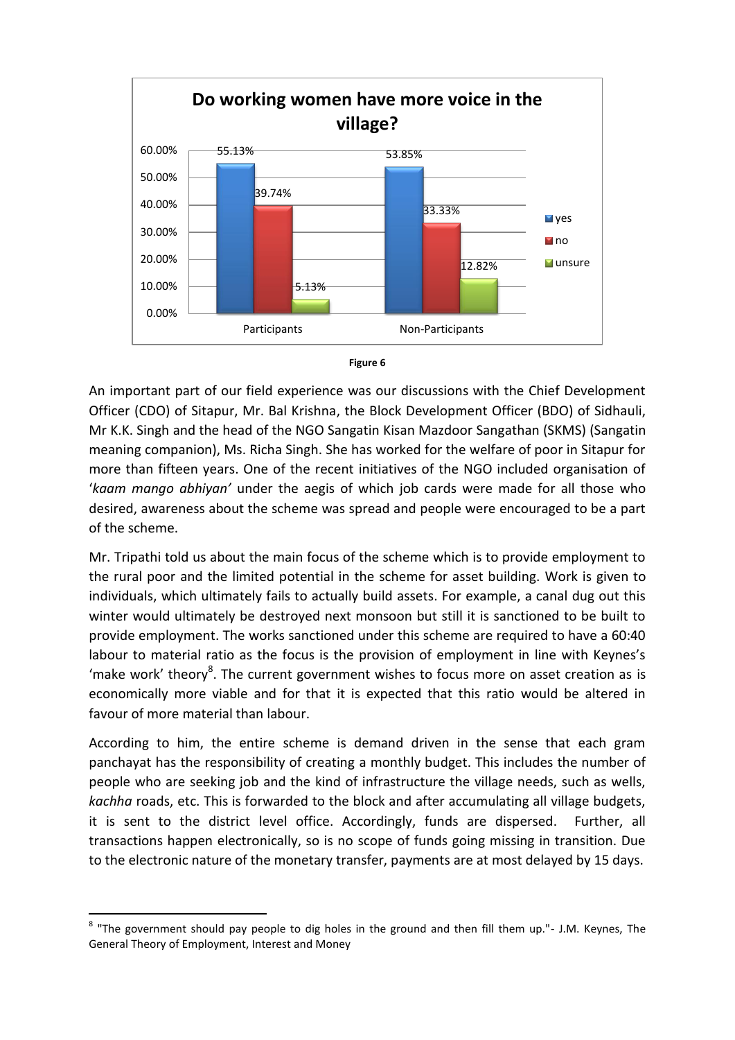**Do working women have more voice in the village?**

| | Participants | Non-Participants |
|---|---|---|
| yes | 55.13% | 53.85% |
| no | 39.74% | 33.33% |
| unsure | 5.13% | 12.82% |

**Figure 6**

An important part of our field experience was our discussions with the Chief Development Officer (CDO) of Sitapur, Mr. Bal Krishna, the Block Development Officer (BDO) of Sidhauli, Mr K.K. Singh and the head of the NGO Sangatin Kisan Mazdoor Sangathan (SKMS) (Sangatin meaning companion), Ms. Richa Singh. She has worked for the welfare of poor in Sitapur for more than fifteen years. One of the recent initiatives of the NGO included organisation of '*kaam mango abhiyan'* under the aegis of which job cards were made for all those who desired, awareness about the scheme was spread and people were encouraged to be a part of the scheme.

Mr. Tripathi told us about the main focus of the scheme which is to provide employment to the rural poor and the limited potential in the scheme for asset building. Work is given to individuals, which ultimately fails to actually build assets. For example, a canal dug out this winter would ultimately be destroyed next monsoon but still it is sanctioned to be built to provide employment. The works sanctioned under this scheme are required to have a 60:40 labour to material ratio as the focus is the provision of employment in line with Keynes's 'make work' theory[8]. The current government wishes to focus more on asset creation as is economically more viable and for that it is expected that this ratio would be altered in favour of more material than labour.

According to him, the entire scheme is demand driven in the sense that each gram panchayat has the responsibility of creating a monthly budget. This includes the number of people who are seeking job and the kind of infrastructure the village needs, such as wells, *kachha* roads, etc. This is forwarded to the block and after accumulating all village budgets, it is sent to the district level office. Accordingly, funds are dispersed. Further, all transactions happen electronically, so is no scope of funds going missing in transition. Due to the electronic nature of the monetary transfer, payments are at most delayed by 15 days.

[8] "The government should pay people to dig holes in the ground and then fill them up."- J.M. Keynes, The General Theory of Employment, Interest and Money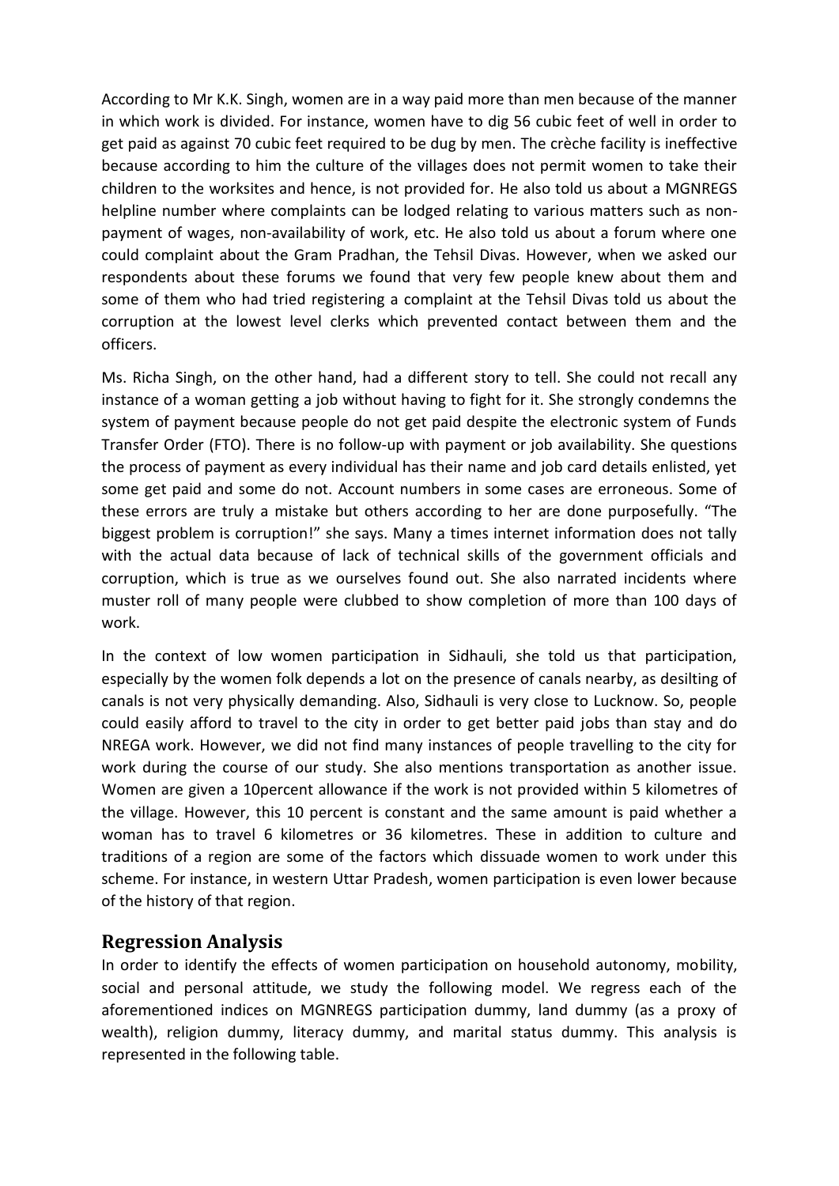According to Mr K.K. Singh, women are in a way paid more than men because of the manner in which work is divided. For instance, women have to dig 56 cubic feet of well in order to get paid as against 70 cubic feet required to be dug by men. The crèche facility is ineffective because according to him the culture of the villages does not permit women to take their children to the worksites and hence, is not provided for. He also told us about a MGNREGS helpline number where complaints can be lodged relating to various matters such as non-payment of wages, non-availability of work, etc. He also told us about a forum where one could complaint about the Gram Pradhan, the Tehsil Divas. However, when we asked our respondents about these forums we found that very few people knew about them and some of them who had tried registering a complaint at the Tehsil Divas told us about the corruption at the lowest level clerks which prevented contact between them and the officers.

Ms. Richa Singh, on the other hand, had a different story to tell. She could not recall any instance of a woman getting a job without having to fight for it. She strongly condemns the system of payment because people do not get paid despite the electronic system of Funds Transfer Order (FTO). There is no follow-up with payment or job availability. She questions the process of payment as every individual has their name and job card details enlisted, yet some get paid and some do not. Account numbers in some cases are erroneous. Some of these errors are truly a mistake but others according to her are done purposefully. "The biggest problem is corruption!" she says. Many a times internet information does not tally with the actual data because of lack of technical skills of the government officials and corruption, which is true as we ourselves found out. She also narrated incidents where muster roll of many people were clubbed to show completion of more than 100 days of work.

In the context of low women participation in Sidhauli, she told us that participation, especially by the women folk depends a lot on the presence of canals nearby, as desilting of canals is not very physically demanding. Also, Sidhauli is very close to Lucknow. So, people could easily afford to travel to the city in order to get better paid jobs than stay and do NREGA work. However, we did not find many instances of people travelling to the city for work during the course of our study. She also mentions transportation as another issue. Women are given a 10percent allowance if the work is not provided within 5 kilometres of the village. However, this 10 percent is constant and the same amount is paid whether a woman has to travel 6 kilometres or 36 kilometres. These in addition to culture and traditions of a region are some of the factors which dissuade women to work under this scheme. For instance, in western Uttar Pradesh, women participation is even lower because of the history of that region.

## Regression Analysis

In order to identify the effects of women participation on household autonomy, mobility, social and personal attitude, we study the following model. We regress each of the aforementioned indices on MGNREGS participation dummy, land dummy (as a proxy of wealth), religion dummy, literacy dummy, and marital status dummy. This analysis is represented in the following table.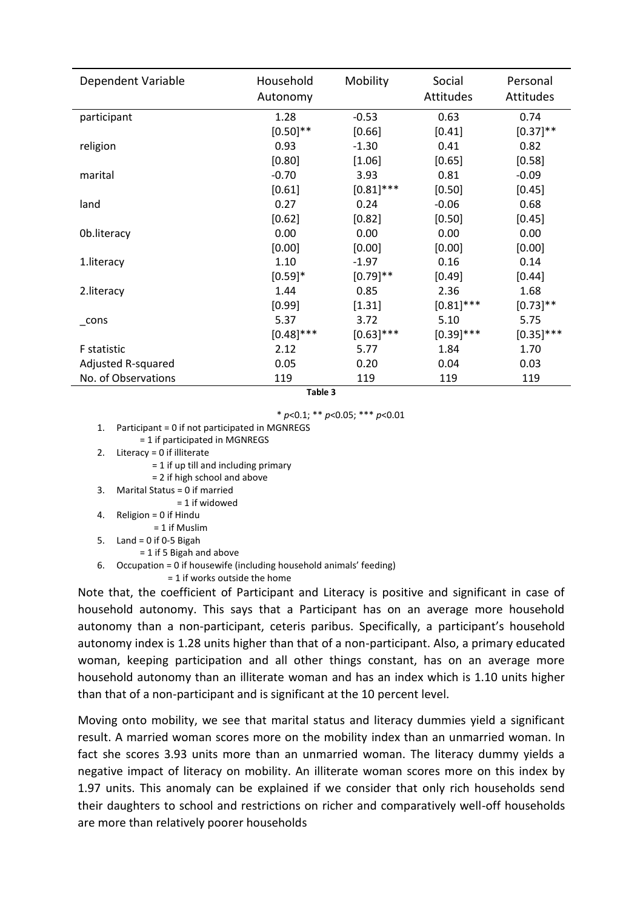| Dependent Variable | Household Autonomy | Mobility | Social Attitudes | Personal Attitudes |
|---|---|---|---|---|
| participant | 1.28 | -0.53 | 0.63 | 0.74 |
| | [0.50]** | [0.66] | [0.41] | [0.37]** |
| religion | 0.93 | -1.30 | 0.41 | 0.82 |
| | [0.80] | [1.06] | [0.65] | [0.58] |
| marital | -0.70 | 3.93 | 0.81 | -0.09 |
| | [0.61] | [0.81]*** | [0.50] | [0.45] |
| land | 0.27 | 0.24 | -0.06 | 0.68 |
| | [0.62] | [0.82] | [0.50] | [0.45] |
| 0b.literacy | 0.00 | 0.00 | 0.00 | 0.00 |
| | [0.00] | [0.00] | [0.00] | [0.00] |
| 1.literacy | 1.10 | -1.97 | 0.16 | 0.14 |
| | [0.59]* | [0.79]** | [0.49] | [0.44] |
| 2.literacy | 1.44 | 0.85 | 2.36 | 1.68 |
| | [0.99] | [1.31] | [0.81]*** | [0.73]** |
| _cons | 5.37 | 3.72 | 5.10 | 5.75 |
| | [0.48]*** | [0.63]*** | [0.39]*** | [0.35]*** |
| F statistic | 2.12 | 5.77 | 1.84 | 1.70 |
| Adjusted R-squared | 0.05 | 0.20 | 0.04 | 0.03 |
| No. of Observations | 119 | 119 | 119 | 119 |

**Table 3**

* $p$<0.1; ** $p$<0.05; *** $p$<0.01

1. Participant = 0 if not participated in MGNREGS
   = 1 if participated in MGNREGS
2. Literacy = 0 if illiterate
   = 1 if up till and including primary
   = 2 if high school and above
3. Marital Status = 0 if married
   = 1 if widowed
4. Religion = 0 if Hindu
   = 1 if Muslim
5. Land = 0 if 0-5 Bigah
   = 1 if 5 Bigah and above
6. Occupation = 0 if housewife (including household animals' feeding)
   = 1 if works outside the home

Note that, the coefficient of Participant and Literacy is positive and significant in case of household autonomy. This says that a Participant has on an average more household autonomy than a non-participant, ceteris paribus. Specifically, a participant's household autonomy index is 1.28 units higher than that of a non-participant. Also, a primary educated woman, keeping participation and all other things constant, has on an average more household autonomy than an illiterate woman and has an index which is 1.10 units higher than that of a non-participant and is significant at the 10 percent level.

Moving onto mobility, we see that marital status and literacy dummies yield a significant result. A married woman scores more on the mobility index than an unmarried woman. In fact she scores 3.93 units more than an unmarried woman. The literacy dummy yields a negative impact of literacy on mobility. An illiterate woman scores more on this index by 1.97 units. This anomaly can be explained if we consider that only rich households send their daughters to school and restrictions on richer and comparatively well-off households are more than relatively poorer households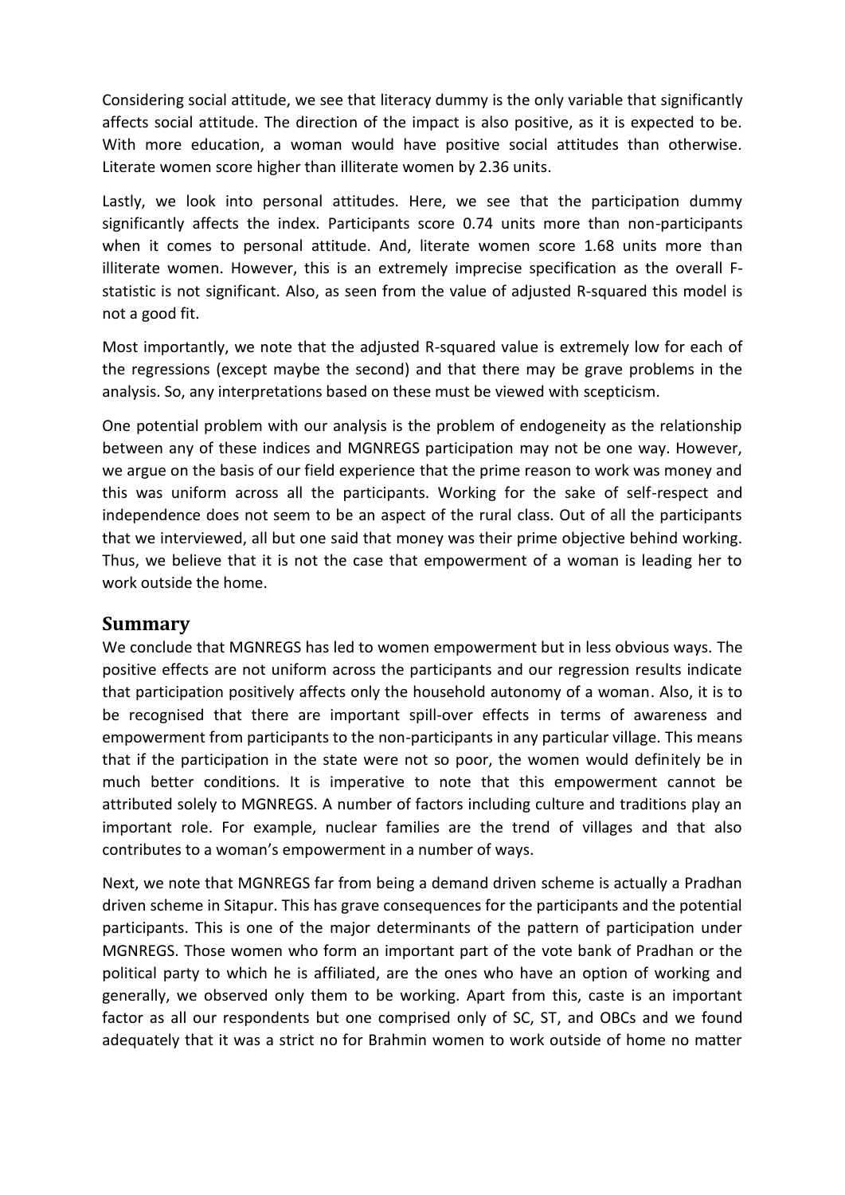Considering social attitude, we see that literacy dummy is the only variable that significantly affects social attitude. The direction of the impact is also positive, as it is expected to be. With more education, a woman would have positive social attitudes than otherwise. Literate women score higher than illiterate women by 2.36 units.

Lastly, we look into personal attitudes. Here, we see that the participation dummy significantly affects the index. Participants score 0.74 units more than non-participants when it comes to personal attitude. And, literate women score 1.68 units more than illiterate women. However, this is an extremely imprecise specification as the overall F-statistic is not significant. Also, as seen from the value of adjusted R-squared this model is not a good fit.

Most importantly, we note that the adjusted R-squared value is extremely low for each of the regressions (except maybe the second) and that there may be grave problems in the analysis. So, any interpretations based on these must be viewed with scepticism.

One potential problem with our analysis is the problem of endogeneity as the relationship between any of these indices and MGNREGS participation may not be one way. However, we argue on the basis of our field experience that the prime reason to work was money and this was uniform across all the participants. Working for the sake of self-respect and independence does not seem to be an aspect of the rural class. Out of all the participants that we interviewed, all but one said that money was their prime objective behind working. Thus, we believe that it is not the case that empowerment of a woman is leading her to work outside the home.

## Summary

We conclude that MGNREGS has led to women empowerment but in less obvious ways. The positive effects are not uniform across the participants and our regression results indicate that participation positively affects only the household autonomy of a woman. Also, it is to be recognised that there are important spill-over effects in terms of awareness and empowerment from participants to the non-participants in any particular village. This means that if the participation in the state were not so poor, the women would definitely be in much better conditions. It is imperative to note that this empowerment cannot be attributed solely to MGNREGS. A number of factors including culture and traditions play an important role. For example, nuclear families are the trend of villages and that also contributes to a woman's empowerment in a number of ways.

Next, we note that MGNREGS far from being a demand driven scheme is actually a Pradhan driven scheme in Sitapur. This has grave consequences for the participants and the potential participants. This is one of the major determinants of the pattern of participation under MGNREGS. Those women who form an important part of the vote bank of Pradhan or the political party to which he is affiliated, are the ones who have an option of working and generally, we observed only them to be working. Apart from this, caste is an important factor as all our respondents but one comprised only of SC, ST, and OBCs and we found adequately that it was a strict no for Brahmin women to work outside of home no matter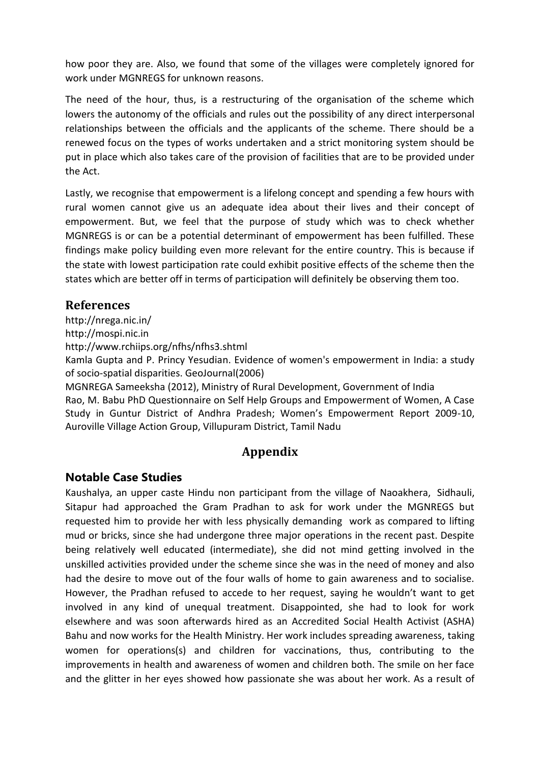how poor they are. Also, we found that some of the villages were completely ignored for work under MGNREGS for unknown reasons.

The need of the hour, thus, is a restructuring of the organisation of the scheme which lowers the autonomy of the officials and rules out the possibility of any direct interpersonal relationships between the officials and the applicants of the scheme. There should be a renewed focus on the types of works undertaken and a strict monitoring system should be put in place which also takes care of the provision of facilities that are to be provided under the Act.

Lastly, we recognise that empowerment is a lifelong concept and spending a few hours with rural women cannot give us an adequate idea about their lives and their concept of empowerment. But, we feel that the purpose of study which was to check whether MGNREGS is or can be a potential determinant of empowerment has been fulfilled. These findings make policy building even more relevant for the entire country. This is because if the state with lowest participation rate could exhibit positive effects of the scheme then the states which are better off in terms of participation will definitely be observing them too.

## References

http://nrega.nic.in/
http://mospi.nic.in
http://www.rchiips.org/nfhs/nfhs3.shtml
Kamla Gupta and P. Princy Yesudian. Evidence of women's empowerment in India: a study of socio-spatial disparities. GeoJournal(2006)
MGNREGA Sameeksha (2012), Ministry of Rural Development, Government of India
Rao, M. Babu PhD Questionnaire on Self Help Groups and Empowerment of Women, A Case Study in Guntur District of Andhra Pradesh; Women's Empowerment Report 2009-10, Auroville Village Action Group, Villupuram District, Tamil Nadu

# Appendix

## Notable Case Studies

Kaushalya, an upper caste Hindu non participant from the village of Naoakhera, Sidhauli, Sitapur had approached the Gram Pradhan to ask for work under the MGNREGS but requested him to provide her with less physically demanding work as compared to lifting mud or bricks, since she had undergone three major operations in the recent past. Despite being relatively well educated (intermediate), she did not mind getting involved in the unskilled activities provided under the scheme since she was in the need of money and also had the desire to move out of the four walls of home to gain awareness and to socialise. However, the Pradhan refused to accede to her request, saying he wouldn't want to get involved in any kind of unequal treatment. Disappointed, she had to look for work elsewhere and was soon afterwards hired as an Accredited Social Health Activist (ASHA) Bahu and now works for the Health Ministry. Her work includes spreading awareness, taking women for operations(s) and children for vaccinations, thus, contributing to the improvements in health and awareness of women and children both. The smile on her face and the glitter in her eyes showed how passionate she was about her work. As a result of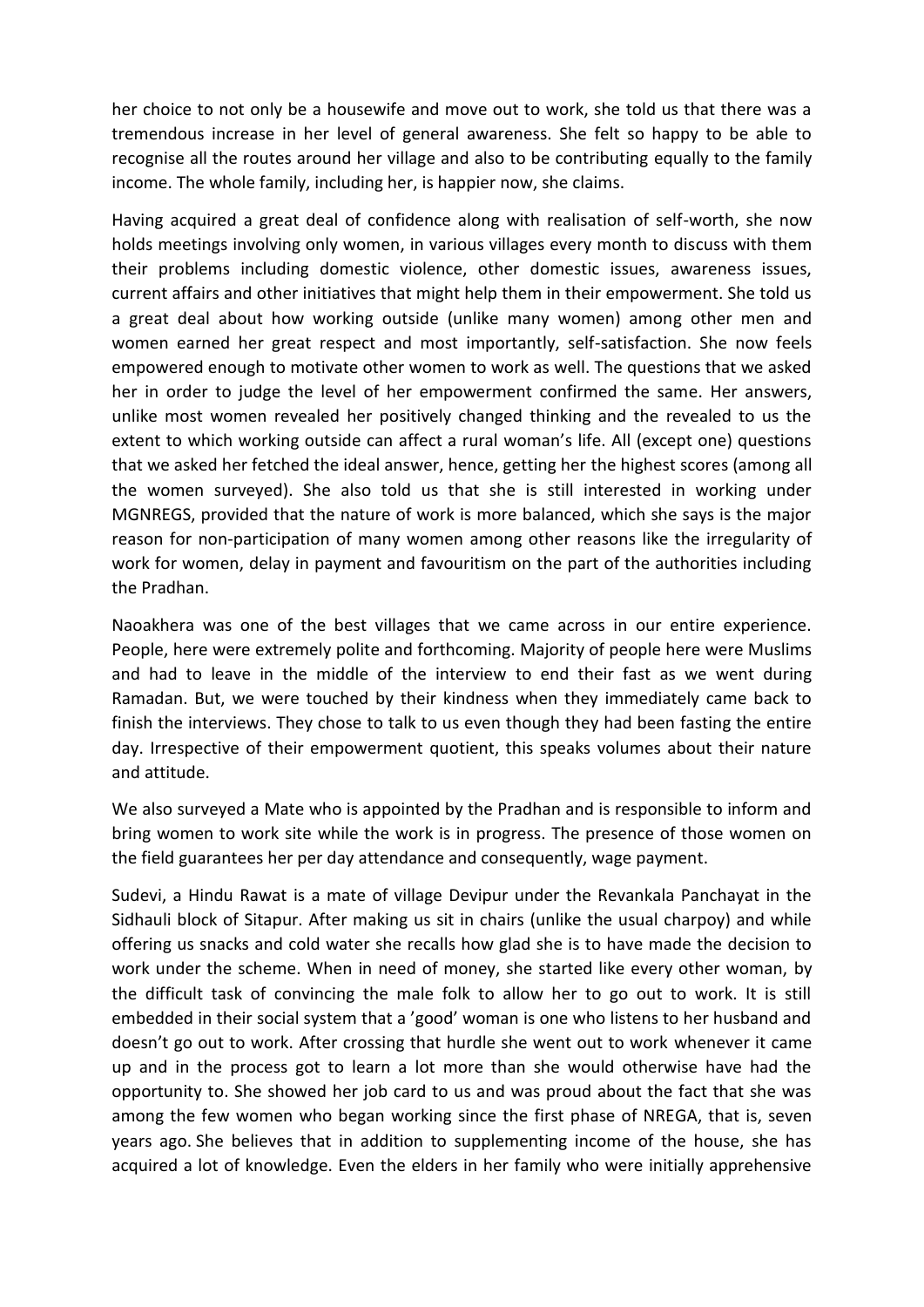her choice to not only be a housewife and move out to work, she told us that there was a tremendous increase in her level of general awareness. She felt so happy to be able to recognise all the routes around her village and also to be contributing equally to the family income. The whole family, including her, is happier now, she claims.

Having acquired a great deal of confidence along with realisation of self-worth, she now holds meetings involving only women, in various villages every month to discuss with them their problems including domestic violence, other domestic issues, awareness issues, current affairs and other initiatives that might help them in their empowerment. She told us a great deal about how working outside (unlike many women) among other men and women earned her great respect and most importantly, self-satisfaction. She now feels empowered enough to motivate other women to work as well. The questions that we asked her in order to judge the level of her empowerment confirmed the same. Her answers, unlike most women revealed her positively changed thinking and the revealed to us the extent to which working outside can affect a rural woman's life. All (except one) questions that we asked her fetched the ideal answer, hence, getting her the highest scores (among all the women surveyed). She also told us that she is still interested in working under MGNREGS, provided that the nature of work is more balanced, which she says is the major reason for non-participation of many women among other reasons like the irregularity of work for women, delay in payment and favouritism on the part of the authorities including the Pradhan.

Naoakhera was one of the best villages that we came across in our entire experience. People, here were extremely polite and forthcoming. Majority of people here were Muslims and had to leave in the middle of the interview to end their fast as we went during Ramadan. But, we were touched by their kindness when they immediately came back to finish the interviews. They chose to talk to us even though they had been fasting the entire day. Irrespective of their empowerment quotient, this speaks volumes about their nature and attitude.

We also surveyed a Mate who is appointed by the Pradhan and is responsible to inform and bring women to work site while the work is in progress. The presence of those women on the field guarantees her per day attendance and consequently, wage payment.

Sudevi, a Hindu Rawat is a mate of village Devipur under the Revankala Panchayat in the Sidhauli block of Sitapur. After making us sit in chairs (unlike the usual charpoy) and while offering us snacks and cold water she recalls how glad she is to have made the decision to work under the scheme. When in need of money, she started like every other woman, by the difficult task of convincing the male folk to allow her to go out to work. It is still embedded in their social system that a 'good' woman is one who listens to her husband and doesn't go out to work. After crossing that hurdle she went out to work whenever it came up and in the process got to learn a lot more than she would otherwise have had the opportunity to. She showed her job card to us and was proud about the fact that she was among the few women who began working since the first phase of NREGA, that is, seven years ago. She believes that in addition to supplementing income of the house, she has acquired a lot of knowledge. Even the elders in her family who were initially apprehensive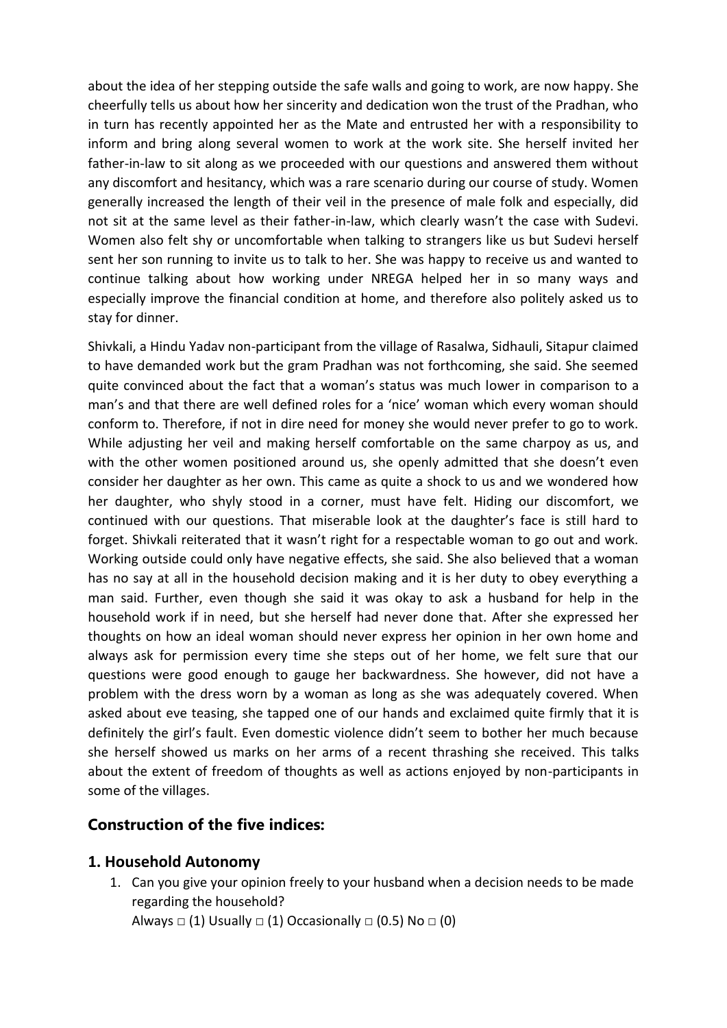about the idea of her stepping outside the safe walls and going to work, are now happy. She cheerfully tells us about how her sincerity and dedication won the trust of the Pradhan, who in turn has recently appointed her as the Mate and entrusted her with a responsibility to inform and bring along several women to work at the work site. She herself invited her father-in-law to sit along as we proceeded with our questions and answered them without any discomfort and hesitancy, which was a rare scenario during our course of study. Women generally increased the length of their veil in the presence of male folk and especially, did not sit at the same level as their father-in-law, which clearly wasn't the case with Sudevi. Women also felt shy or uncomfortable when talking to strangers like us but Sudevi herself sent her son running to invite us to talk to her. She was happy to receive us and wanted to continue talking about how working under NREGA helped her in so many ways and especially improve the financial condition at home, and therefore also politely asked us to stay for dinner.

Shivkali, a Hindu Yadav non-participant from the village of Rasalwa, Sidhauli, Sitapur claimed to have demanded work but the gram Pradhan was not forthcoming, she said. She seemed quite convinced about the fact that a woman's status was much lower in comparison to a man's and that there are well defined roles for a 'nice' woman which every woman should conform to. Therefore, if not in dire need for money she would never prefer to go to work. While adjusting her veil and making herself comfortable on the same charpoy as us, and with the other women positioned around us, she openly admitted that she doesn't even consider her daughter as her own. This came as quite a shock to us and we wondered how her daughter, who shyly stood in a corner, must have felt. Hiding our discomfort, we continued with our questions. That miserable look at the daughter's face is still hard to forget. Shivkali reiterated that it wasn't right for a respectable woman to go out and work. Working outside could only have negative effects, she said. She also believed that a woman has no say at all in the household decision making and it is her duty to obey everything a man said. Further, even though she said it was okay to ask a husband for help in the household work if in need, but she herself had never done that. After she expressed her thoughts on how an ideal woman should never express her opinion in her own home and always ask for permission every time she steps out of her home, we felt sure that our questions were good enough to gauge her backwardness. She however, did not have a problem with the dress worn by a woman as long as she was adequately covered. When asked about eve teasing, she tapped one of our hands and exclaimed quite firmly that it is definitely the girl's fault. Even domestic violence didn't seem to bother her much because she herself showed us marks on her arms of a recent thrashing she received. This talks about the extent of freedom of thoughts as well as actions enjoyed by non-participants in some of the villages.

## Construction of the five indices:

### 1. Household Autonomy

1. Can you give your opinion freely to your husband when a decision needs to be made regarding the household?
   Always □ (1) Usually □ (1) Occasionally □ (0.5) No □ (0)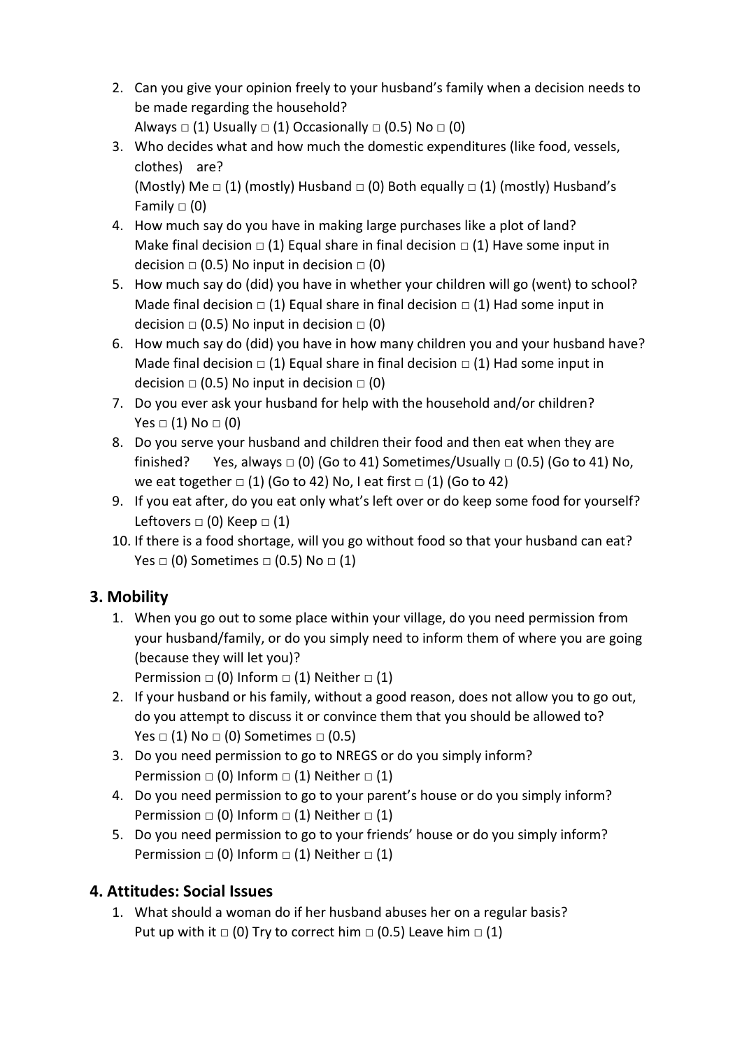2. Can you give your opinion freely to your husband's family when a decision needs to be made regarding the household?
   Always □ (1) Usually □ (1) Occasionally □ (0.5) No □ (0)
3. Who decides what and how much the domestic expenditures (like food, vessels, clothes) are?
   (Mostly) Me □ (1) (mostly) Husband □ (0) Both equally □ (1) (mostly) Husband's Family □ (0)
4. How much say do you have in making large purchases like a plot of land?
   Make final decision □ (1) Equal share in final decision □ (1) Have some input in decision □ (0.5) No input in decision □ (0)
5. How much say do (did) you have in whether your children will go (went) to school?
   Made final decision □ (1) Equal share in final decision □ (1) Had some input in decision □ (0.5) No input in decision □ (0)
6. How much say do (did) you have in how many children you and your husband have?
   Made final decision □ (1) Equal share in final decision □ (1) Had some input in decision □ (0.5) No input in decision □ (0)
7. Do you ever ask your husband for help with the household and/or children?
   Yes □ (1) No □ (0)
8. Do you serve your husband and children their food and then eat when they are finished? Yes, always □ (0) (Go to 41) Sometimes/Usually □ (0.5) (Go to 41) No, we eat together □ (1) (Go to 42) No, I eat first □ (1) (Go to 42)
9. If you eat after, do you eat only what's left over or do keep some food for yourself?
   Leftovers □ (0) Keep □ (1)
10. If there is a food shortage, will you go without food so that your husband can eat?
    Yes □ (0) Sometimes □ (0.5) No □ (1)

## 3. Mobility

1. When you go out to some place within your village, do you need permission from your husband/family, or do you simply need to inform them of where you are going (because they will let you)?
   Permission □ (0) Inform □ (1) Neither □ (1)
2. If your husband or his family, without a good reason, does not allow you to go out, do you attempt to discuss it or convince them that you should be allowed to?
   Yes □ (1) No □ (0) Sometimes □ (0.5)
3. Do you need permission to go to NREGS or do you simply inform?
   Permission □ (0) Inform □ (1) Neither □ (1)
4. Do you need permission to go to your parent's house or do you simply inform?
   Permission □ (0) Inform □ (1) Neither □ (1)
5. Do you need permission to go to your friends' house or do you simply inform?
   Permission □ (0) Inform □ (1) Neither □ (1)

## 4. Attitudes: Social Issues

1. What should a woman do if her husband abuses her on a regular basis?
   Put up with it □ (0) Try to correct him □ (0.5) Leave him □ (1)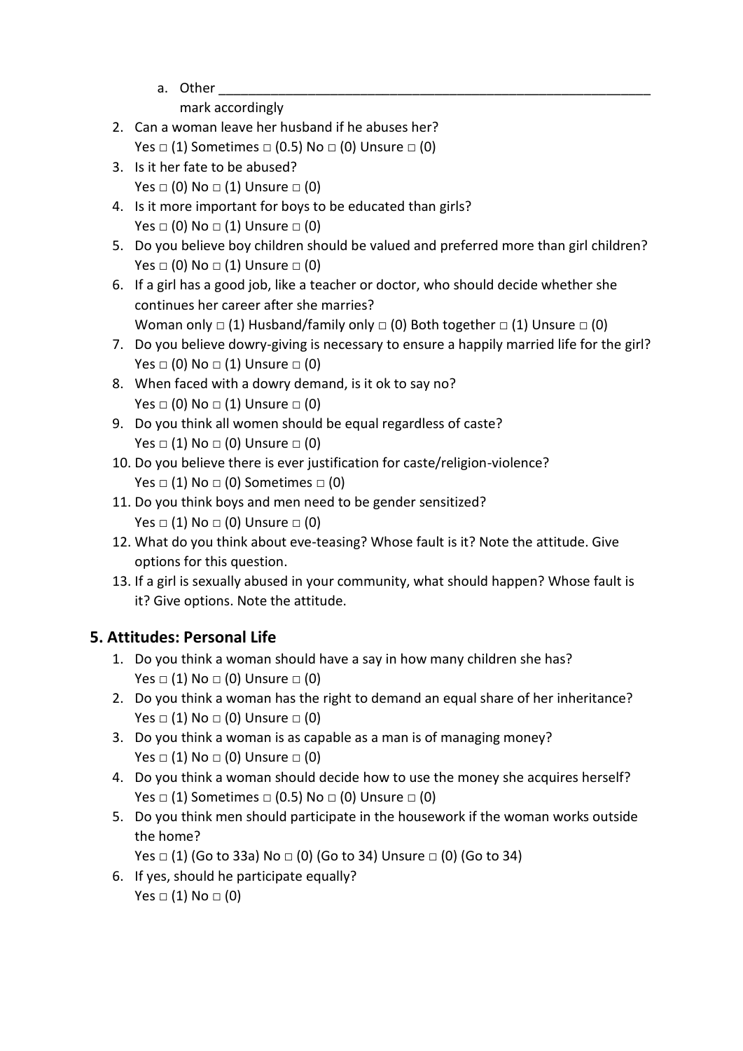a. Other ____________________________________________________________
      mark accordingly

2. Can a woman leave her husband if he abuses her?
   Yes □ (1) Sometimes □ (0.5) No □ (0) Unsure □ (0)
3. Is it her fate to be abused?
   Yes □ (0) No □ (1) Unsure □ (0)
4. Is it more important for boys to be educated than girls?
   Yes □ (0) No □ (1) Unsure □ (0)
5. Do you believe boy children should be valued and preferred more than girl children?
   Yes □ (0) No □ (1) Unsure □ (0)
6. If a girl has a good job, like a teacher or doctor, who should decide whether she continues her career after she marries?
   Woman only □ (1) Husband/family only □ (0) Both together □ (1) Unsure □ (0)
7. Do you believe dowry-giving is necessary to ensure a happily married life for the girl?
   Yes □ (0) No □ (1) Unsure □ (0)
8. When faced with a dowry demand, is it ok to say no?
   Yes □ (0) No □ (1) Unsure □ (0)
9. Do you think all women should be equal regardless of caste?
   Yes □ (1) No □ (0) Unsure □ (0)
10. Do you believe there is ever justification for caste/religion-violence?
    Yes □ (1) No □ (0) Sometimes □ (0)
11. Do you think boys and men need to be gender sensitized?
    Yes □ (1) No □ (0) Unsure □ (0)
12. What do you think about eve-teasing? Whose fault is it? Note the attitude. Give options for this question.
13. If a girl is sexually abused in your community, what should happen? Whose fault is it? Give options. Note the attitude.

## 5. Attitudes: Personal Life

1. Do you think a woman should have a say in how many children she has?
   Yes □ (1) No □ (0) Unsure □ (0)
2. Do you think a woman has the right to demand an equal share of her inheritance?
   Yes □ (1) No □ (0) Unsure □ (0)
3. Do you think a woman is as capable as a man is of managing money?
   Yes □ (1) No □ (0) Unsure □ (0)
4. Do you think a woman should decide how to use the money she acquires herself?
   Yes □ (1) Sometimes □ (0.5) No □ (0) Unsure □ (0)
5. Do you think men should participate in the housework if the woman works outside the home?
   Yes □ (1) (Go to 33a) No □ (0) (Go to 34) Unsure □ (0) (Go to 34)
6. If yes, should he participate equally?
   Yes □ (1) No □ (0)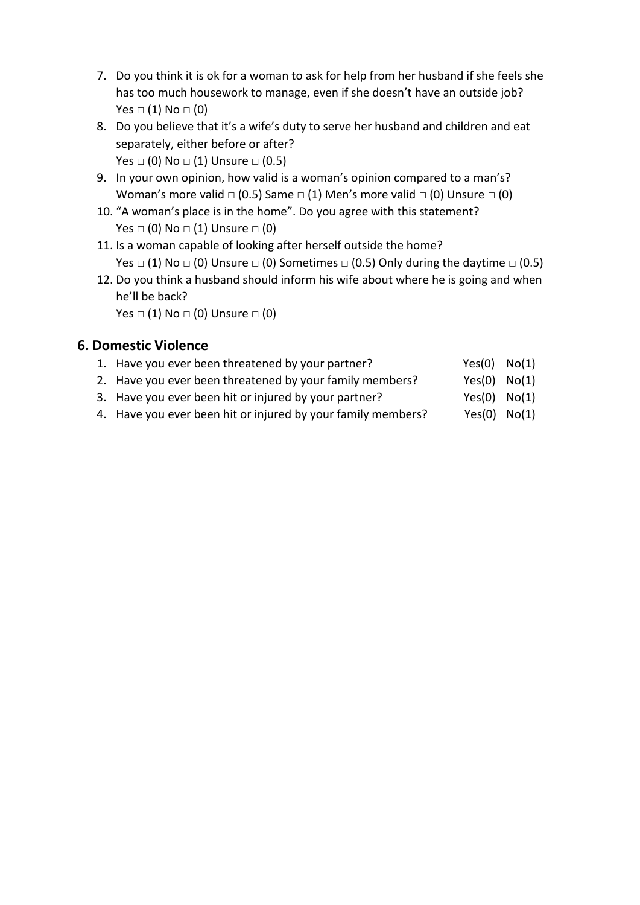7. Do you think it is ok for a woman to ask for help from her husband if she feels she has too much housework to manage, even if she doesn't have an outside job?
   Yes □ (1) No □ (0)
8. Do you believe that it's a wife's duty to serve her husband and children and eat separately, either before or after?
   Yes □ (0) No □ (1) Unsure □ (0.5)
9. In your own opinion, how valid is a woman's opinion compared to a man's?
   Woman's more valid □ (0.5) Same □ (1) Men's more valid □ (0) Unsure □ (0)
10. "A woman's place is in the home". Do you agree with this statement?
    Yes □ (0) No □ (1) Unsure □ (0)
11. Is a woman capable of looking after herself outside the home?
    Yes □ (1) No □ (0) Unsure □ (0) Sometimes □ (0.5) Only during the daytime □ (0.5)
12. Do you think a husband should inform his wife about where he is going and when he'll be back?
    Yes □ (1) No □ (0) Unsure □ (0)

## 6. Domestic Violence

1. Have you ever been threatened by your partner? Yes(0) No(1)
2. Have you ever been threatened by your family members? Yes(0) No(1)
3. Have you ever been hit or injured by your partner? Yes(0) No(1)
4. Have you ever been hit or injured by your family members? Yes(0) No(1)